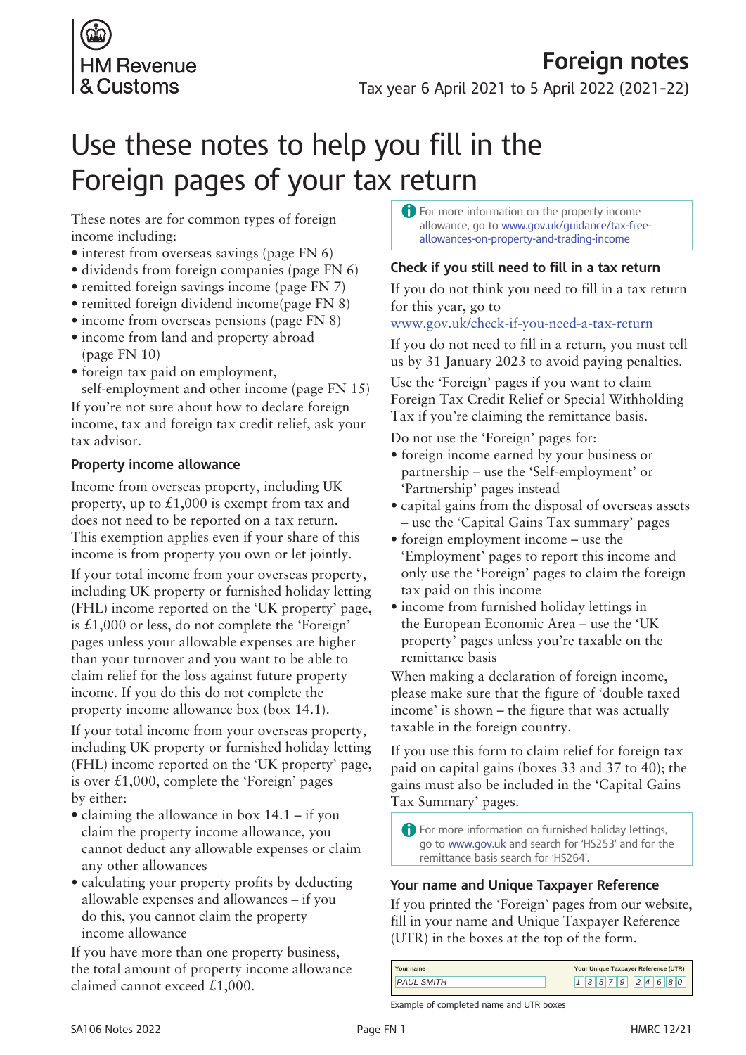HM Revenue & Customs

# Foreign notes

Tax year 6 April 2021 to 5 April 2022 (2021–22)

# Use these notes to help you fill in the Foreign pages of your tax return

These notes are for common types of foreign income including:

- interest from overseas savings (page FN 6)
- dividends from foreign companies (page FN 6)
- remitted foreign savings income (page FN 7)
- remitted foreign dividend income(page FN 8)
- income from overseas pensions (page FN 8)
- income from land and property abroad (page FN 10)
- foreign tax paid on employment, self-employment and other income (page FN 15)

If you're not sure about how to declare foreign income, tax and foreign tax credit relief, ask your tax advisor.

### Property income allowance

Income from overseas property, including UK property, up to £1,000 is exempt from tax and does not need to be reported on a tax return. This exemption applies even if your share of this income is from property you own or let jointly.

If your total income from your overseas property, including UK property or furnished holiday letting (FHL) income reported on the 'UK property' page, is £1,000 or less, do not complete the 'Foreign' pages unless your allowable expenses are higher than your turnover and you want to be able to claim relief for the loss against future property income. If you do this do not complete the property income allowance box (box 14.1).

If your total income from your overseas property, including UK property or furnished holiday letting (FHL) income reported on the 'UK property' page, is over £1,000, complete the 'Foreign' pages by either:

- claiming the allowance in box 14.1 – if you claim the property income allowance, you cannot deduct any allowable expenses or claim any other allowances
- calculating your property profits by deducting allowable expenses and allowances – if you do this, you cannot claim the property income allowance

If you have more than one property business, the total amount of property income allowance claimed cannot exceed £1,000.

For more information on the property income allowance, go to www.gov.uk/guidance/tax-free-allowances-on-property-and-trading-income

### Check if you still need to fill in a tax return

If you do not think you need to fill in a tax return for this year, go to www.gov.uk/check-if-you-need-a-tax-return

If you do not need to fill in a return, you must tell us by 31 January 2023 to avoid paying penalties.

Use the 'Foreign' pages if you want to claim Foreign Tax Credit Relief or Special Withholding Tax if you're claiming the remittance basis.

Do not use the 'Foreign' pages for:

- foreign income earned by your business or partnership – use the 'Self-employment' or 'Partnership' pages instead
- capital gains from the disposal of overseas assets – use the 'Capital Gains Tax summary' pages
- foreign employment income – use the 'Employment' pages to report this income and only use the 'Foreign' pages to claim the foreign tax paid on this income
- income from furnished holiday lettings in the European Economic Area – use the 'UK property' pages unless you're taxable on the remittance basis

When making a declaration of foreign income, please make sure that the figure of 'double taxed income' is shown – the figure that was actually taxable in the foreign country.

If you use this form to claim relief for foreign tax paid on capital gains (boxes 33 and 37 to 40); the gains must also be included in the 'Capital Gains Tax Summary' pages.

For more information on furnished holiday lettings, go to www.gov.uk and search for 'HS253' and for the remittance basis search for 'HS264'.

### Your name and Unique Taxpayer Reference

If you printed the 'Foreign' pages from our website, fill in your name and Unique Taxpayer Reference (UTR) in the boxes at the top of the form.

| Your name | Your Unique Taxpayer Reference (UTR) |
|---|---|
| PAUL SMITH | 1 3 5 7 9 2 4 6 8 0 |

Example of completed name and UTR boxes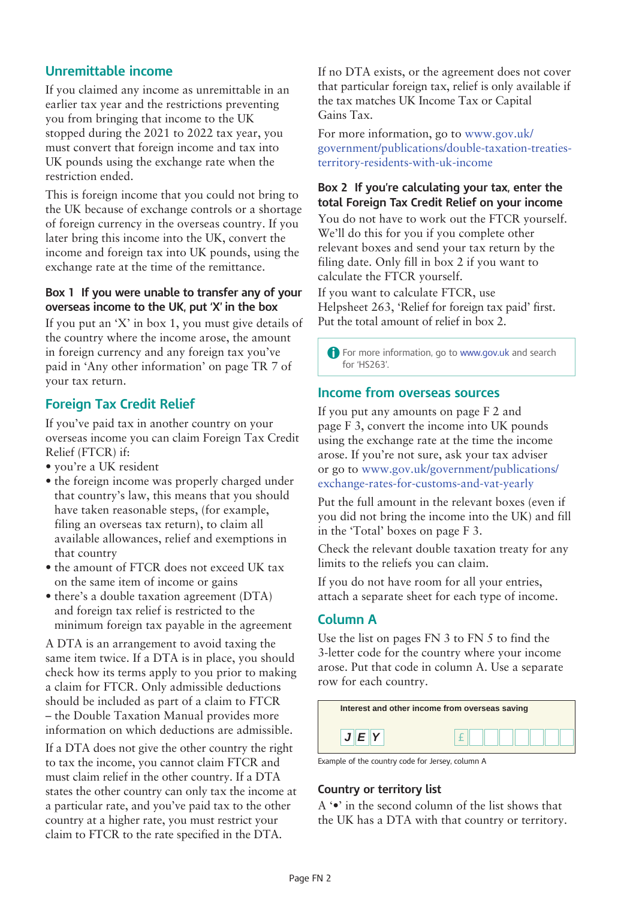## Unremittable income

If you claimed any income as unremittable in an earlier tax year and the restrictions preventing you from bringing that income to the UK stopped during the 2021 to 2022 tax year, you must convert that foreign income and tax into UK pounds using the exchange rate when the restriction ended.

This is foreign income that you could not bring to the UK because of exchange controls or a shortage of foreign currency in the overseas country. If you later bring this income into the UK, convert the income and foreign tax into UK pounds, using the exchange rate at the time of the remittance.

### Box 1 If you were unable to transfer any of your overseas income to the UK, put 'X' in the box

If you put an 'X' in box 1, you must give details of the country where the income arose, the amount in foreign currency and any foreign tax you've paid in 'Any other information' on page TR 7 of your tax return.

## Foreign Tax Credit Relief

If you've paid tax in another country on your overseas income you can claim Foreign Tax Credit Relief (FTCR) if:

- you're a UK resident
- the foreign income was properly charged under that country's law, this means that you should have taken reasonable steps, (for example, filing an overseas tax return), to claim all available allowances, relief and exemptions in that country
- the amount of FTCR does not exceed UK tax on the same item of income or gains
- there's a double taxation agreement (DTA) and foreign tax relief is restricted to the minimum foreign tax payable in the agreement

A DTA is an arrangement to avoid taxing the same item twice. If a DTA is in place, you should check how its terms apply to you prior to making a claim for FTCR. Only admissible deductions should be included as part of a claim to FTCR – the Double Taxation Manual provides more information on which deductions are admissible.

If a DTA does not give the other country the right to tax the income, you cannot claim FTCR and must claim relief in the other country. If a DTA states the other country can only tax the income at a particular rate, and you've paid tax to the other country at a higher rate, you must restrict your claim to FTCR to the rate specified in the DTA.

If no DTA exists, or the agreement does not cover that particular foreign tax, relief is only available if the tax matches UK Income Tax or Capital Gains Tax.

For more information, go to www.gov.uk/government/publications/double-taxation-treaties-territory-residents-with-uk-income

### Box 2 If you're calculating your tax, enter the total Foreign Tax Credit Relief on your income

You do not have to work out the FTCR yourself. We'll do this for you if you complete other relevant boxes and send your tax return by the filing date. Only fill in box 2 if you want to calculate the FTCR yourself.

If you want to calculate FTCR, use Helpsheet 263, 'Relief for foreign tax paid' first. Put the total amount of relief in box 2.

> For more information, go to www.gov.uk and search for 'HS263'.

## Income from overseas sources

If you put any amounts on page F 2 and page F 3, convert the income into UK pounds using the exchange rate at the time the income arose. If you're not sure, ask your tax adviser or go to www.gov.uk/government/publications/exchange-rates-for-customs-and-vat-yearly

Put the full amount in the relevant boxes (even if you did not bring the income into the UK) and fill in the 'Total' boxes on page F 3.

Check the relevant double taxation treaty for any limits to the reliefs you can claim.

If you do not have room for all your entries, attach a separate sheet for each type of income.

## Column A

Use the list on pages FN 3 to FN 5 to find the 3-letter code for the country where your income arose. Put that code in column A. Use a separate row for each country.

| Interest and other income from overseas saving | |
|---|---|
| J E Y | £ |

Example of the country code for Jersey, column A

### Country or territory list

A '•' in the second column of the list shows that the UK has a DTA with that country or territory.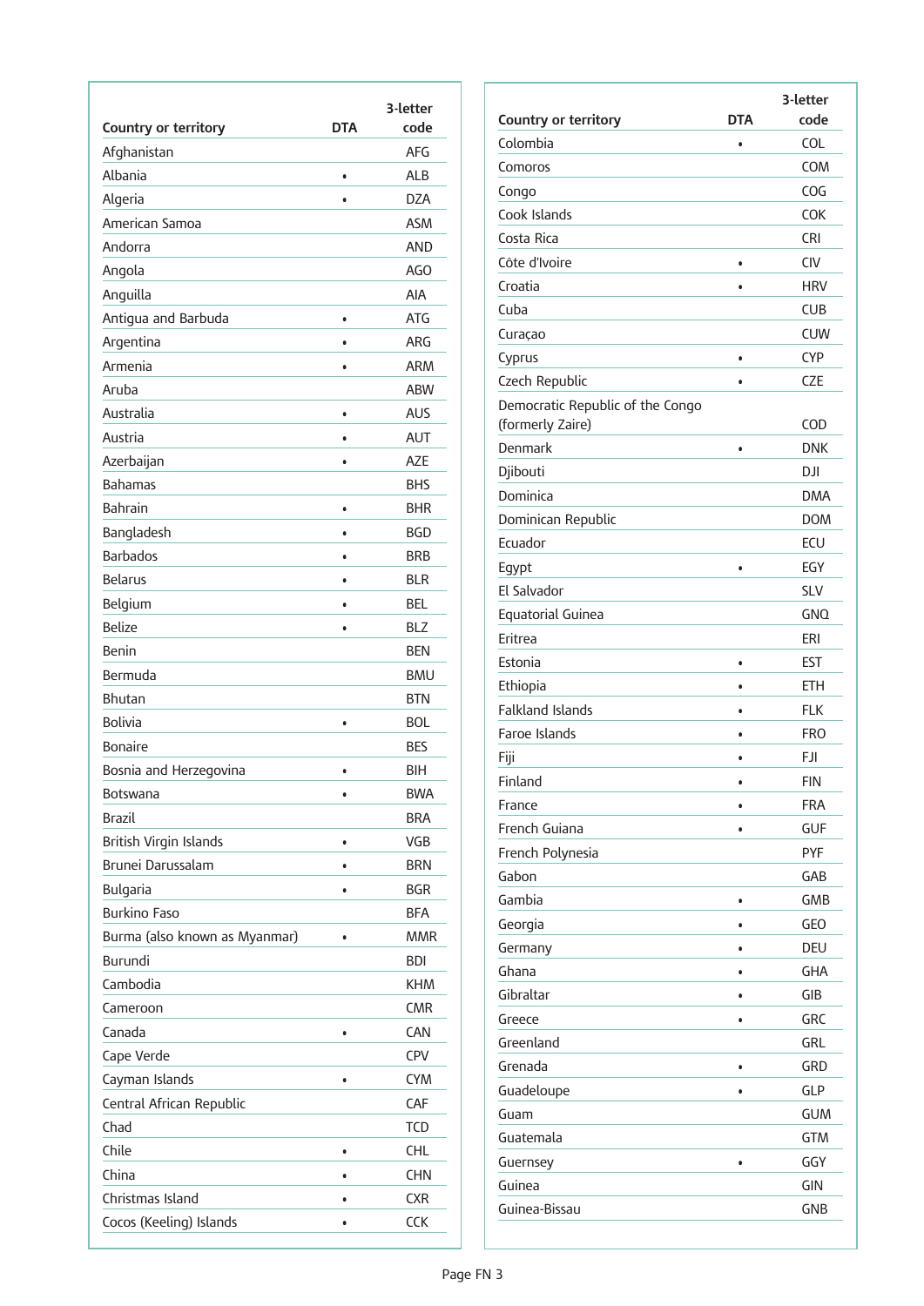| Country or territory | DTA | 3-letter code |
|---|---|---|
| Afghanistan | | AFG |
| Albania | • | ALB |
| Algeria | • | DZA |
| American Samoa | | ASM |
| Andorra | | AND |
| Angola | | AGO |
| Anguilla | | AIA |
| Antigua and Barbuda | • | ATG |
| Argentina | • | ARG |
| Armenia | • | ARM |
| Aruba | | ABW |
| Australia | • | AUS |
| Austria | • | AUT |
| Azerbaijan | • | AZE |
| Bahamas | | BHS |
| Bahrain | • | BHR |
| Bangladesh | • | BGD |
| Barbados | • | BRB |
| Belarus | • | BLR |
| Belgium | • | BEL |
| Belize | • | BLZ |
| Benin | | BEN |
| Bermuda | | BMU |
| Bhutan | | BTN |
| Bolivia | • | BOL |
| Bonaire | | BES |
| Bosnia and Herzegovina | • | BIH |
| Botswana | • | BWA |
| Brazil | | BRA |
| British Virgin Islands | • | VGB |
| Brunei Darussalam | • | BRN |
| Bulgaria | • | BGR |
| Burkino Faso | | BFA |
| Burma (also known as Myanmar) | • | MMR |
| Burundi | | BDI |
| Cambodia | | KHM |
| Cameroon | | CMR |
| Canada | • | CAN |
| Cape Verde | | CPV |
| Cayman Islands | • | CYM |
| Central African Republic | | CAF |
| Chad | | TCD |
| Chile | • | CHL |
| China | • | CHN |
| Christmas Island | • | CXR |
| Cocos (Keeling) Islands | • | CCK |

| Country or territory | DTA | 3-letter code |
|---|---|---|
| Colombia | • | COL |
| Comoros | | COM |
| Congo | | COG |
| Cook Islands | | COK |
| Costa Rica | | CRI |
| Côte d'Ivoire | • | CIV |
| Croatia | • | HRV |
| Cuba | | CUB |
| Curaçao | | CUW |
| Cyprus | • | CYP |
| Czech Republic | • | CZE |
| Democratic Republic of the Congo (formerly Zaire) | | COD |
| Denmark | • | DNK |
| Djibouti | | DJI |
| Dominica | | DMA |
| Dominican Republic | | DOM |
| Ecuador | | ECU |
| Egypt | • | EGY |
| El Salvador | | SLV |
| Equatorial Guinea | | GNQ |
| Eritrea | | ERI |
| Estonia | • | EST |
| Ethiopia | • | ETH |
| Falkland Islands | • | FLK |
| Faroe Islands | • | FRO |
| Fiji | • | FJI |
| Finland | • | FIN |
| France | • | FRA |
| French Guiana | • | GUF |
| French Polynesia | | PYF |
| Gabon | | GAB |
| Gambia | • | GMB |
| Georgia | • | GEO |
| Germany | • | DEU |
| Ghana | • | GHA |
| Gibraltar | • | GIB |
| Greece | • | GRC |
| Greenland | | GRL |
| Grenada | • | GRD |
| Guadeloupe | • | GLP |
| Guam | | GUM |
| Guatemala | | GTM |
| Guernsey | • | GGY |
| Guinea | | GIN |
| Guinea-Bissau | | GNB |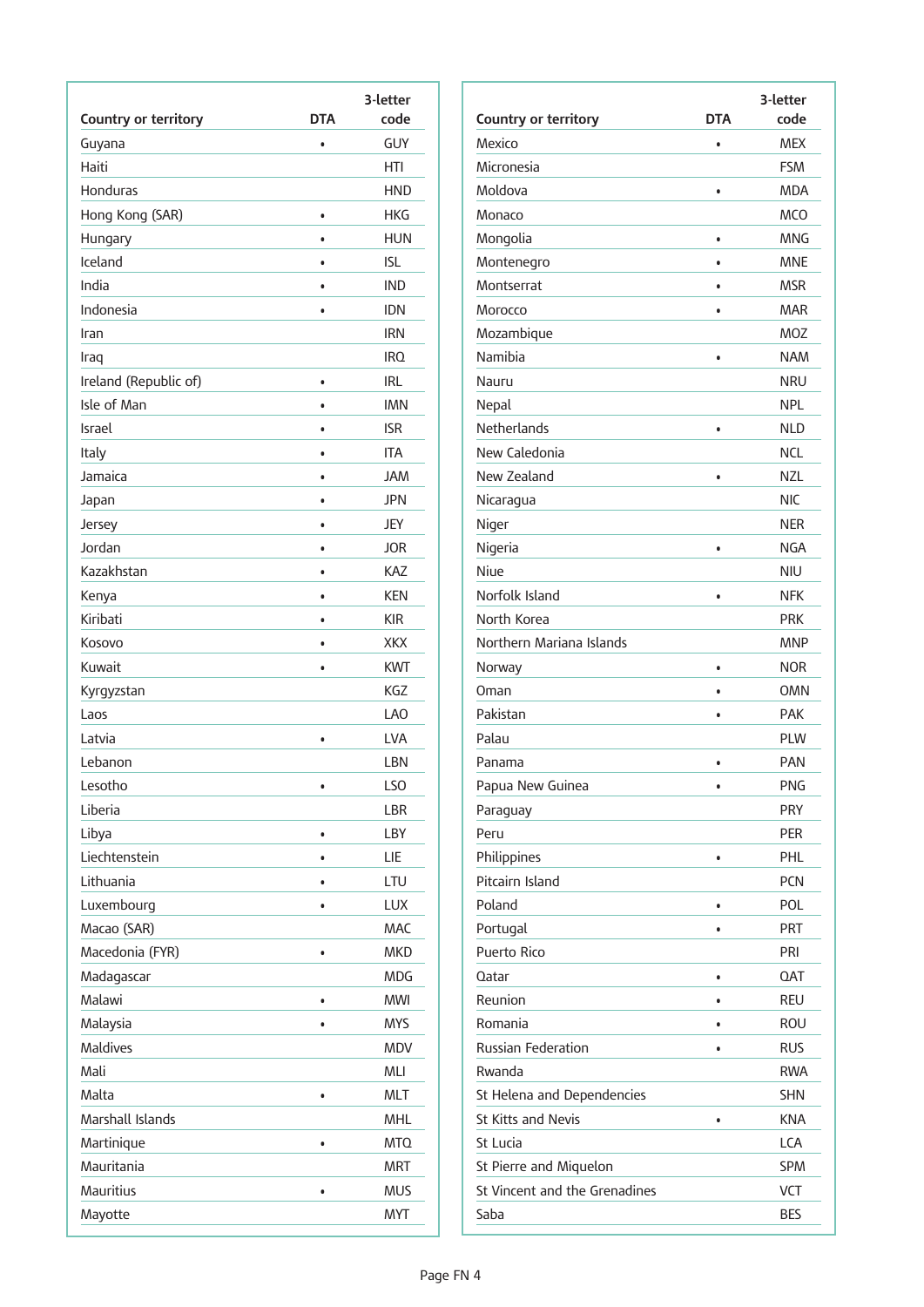| Country or territory | DTA | 3-letter code |
|---|---|---|
| Guyana | • | GUY |
| Haiti | | HTI |
| Honduras | | HND |
| Hong Kong (SAR) | • | HKG |
| Hungary | • | HUN |
| Iceland | • | ISL |
| India | • | IND |
| Indonesia | • | IDN |
| Iran | | IRN |
| Iraq | | IRQ |
| Ireland (Republic of) | • | IRL |
| Isle of Man | • | IMN |
| Israel | • | ISR |
| Italy | • | ITA |
| Jamaica | • | JAM |
| Japan | • | JPN |
| Jersey | • | JEY |
| Jordan | • | JOR |
| Kazakhstan | • | KAZ |
| Kenya | • | KEN |
| Kiribati | • | KIR |
| Kosovo | • | XKX |
| Kuwait | • | KWT |
| Kyrgyzstan | | KGZ |
| Laos | | LAO |
| Latvia | • | LVA |
| Lebanon | | LBN |
| Lesotho | • | LSO |
| Liberia | | LBR |
| Libya | • | LBY |
| Liechtenstein | • | LIE |
| Lithuania | • | LTU |
| Luxembourg | • | LUX |
| Macao (SAR) | | MAC |
| Macedonia (FYR) | • | MKD |
| Madagascar | | MDG |
| Malawi | • | MWI |
| Malaysia | • | MYS |
| Maldives | | MDV |
| Mali | | MLI |
| Malta | • | MLT |
| Marshall Islands | | MHL |
| Martinique | • | MTQ |
| Mauritania | | MRT |
| Mauritius | • | MUS |
| Mayotte | | MYT |

| Country or territory | DTA | 3-letter code |
|---|---|---|
| Mexico | • | MEX |
| Micronesia | | FSM |
| Moldova | • | MDA |
| Monaco | | MCO |
| Mongolia | • | MNG |
| Montenegro | • | MNE |
| Montserrat | • | MSR |
| Morocco | • | MAR |
| Mozambique | | MOZ |
| Namibia | • | NAM |
| Nauru | | NRU |
| Nepal | | NPL |
| Netherlands | • | NLD |
| New Caledonia | | NCL |
| New Zealand | • | NZL |
| Nicaragua | | NIC |
| Niger | | NER |
| Nigeria | • | NGA |
| Niue | | NIU |
| Norfolk Island | • | NFK |
| North Korea | | PRK |
| Northern Mariana Islands | | MNP |
| Norway | • | NOR |
| Oman | • | OMN |
| Pakistan | • | PAK |
| Palau | | PLW |
| Panama | • | PAN |
| Papua New Guinea | • | PNG |
| Paraguay | | PRY |
| Peru | | PER |
| Philippines | • | PHL |
| Pitcairn Island | | PCN |
| Poland | • | POL |
| Portugal | • | PRT |
| Puerto Rico | | PRI |
| Qatar | • | QAT |
| Reunion | • | REU |
| Romania | • | ROU |
| Russian Federation | • | RUS |
| Rwanda | | RWA |
| St Helena and Dependencies | | SHN |
| St Kitts and Nevis | • | KNA |
| St Lucia | | LCA |
| St Pierre and Miquelon | | SPM |
| St Vincent and the Grenadines | | VCT |
| Saba | | BES |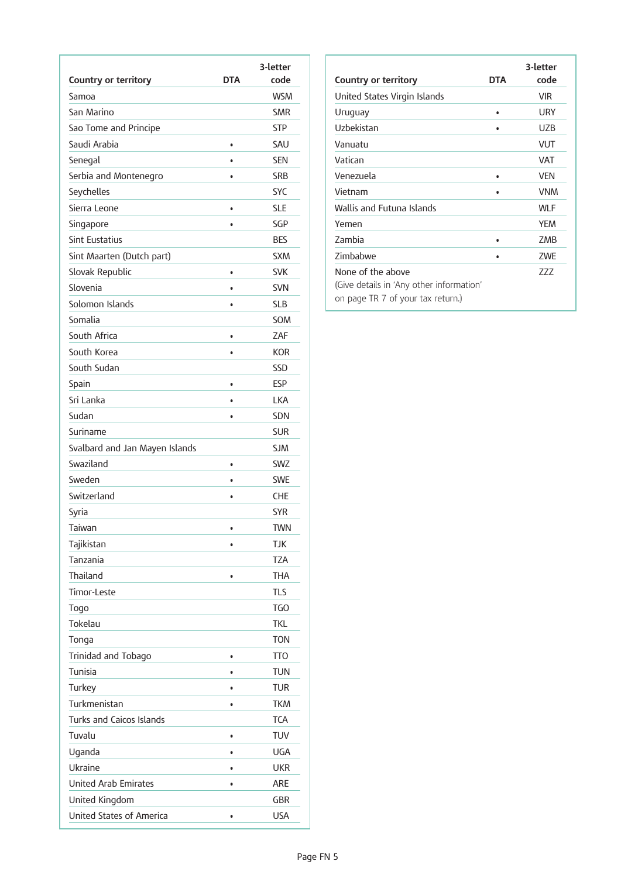| Country or territory | DTA | 3-letter code |
|---|---|---|
| Samoa | | WSM |
| San Marino | | SMR |
| Sao Tome and Principe | | STP |
| Saudi Arabia | • | SAU |
| Senegal | • | SEN |
| Serbia and Montenegro | • | SRB |
| Seychelles | | SYC |
| Sierra Leone | • | SLE |
| Singapore | • | SGP |
| Sint Eustatius | | BES |
| Sint Maarten (Dutch part) | | SXM |
| Slovak Republic | • | SVK |
| Slovenia | • | SVN |
| Solomon Islands | • | SLB |
| Somalia | | SOM |
| South Africa | • | ZAF |
| South Korea | • | KOR |
| South Sudan | | SSD |
| Spain | • | ESP |
| Sri Lanka | • | LKA |
| Sudan | • | SDN |
| Suriname | | SUR |
| Svalbard and Jan Mayen Islands | | SJM |
| Swaziland | • | SWZ |
| Sweden | • | SWE |
| Switzerland | • | CHE |
| Syria | | SYR |
| Taiwan | • | TWN |
| Tajikistan | • | TJK |
| Tanzania | | TZA |
| Thailand | • | THA |
| Timor-Leste | | TLS |
| Togo | | TGO |
| Tokelau | | TKL |
| Tonga | | TON |
| Trinidad and Tobago | • | TTO |
| Tunisia | • | TUN |
| Turkey | • | TUR |
| Turkmenistan | • | TKM |
| Turks and Caicos Islands | | TCA |
| Tuvalu | • | TUV |
| Uganda | • | UGA |
| Ukraine | • | UKR |
| United Arab Emirates | • | ARE |
| United Kingdom | | GBR |
| United States of America | • | USA |

| Country or territory | DTA | 3-letter code |
|---|---|---|
| United States Virgin Islands | | VIR |
| Uruguay | • | URY |
| Uzbekistan | • | UZB |
| Vanuatu | | VUT |
| Vatican | | VAT |
| Venezuela | • | VEN |
| Vietnam | • | VNM |
| Wallis and Futuna Islands | | WLF |
| Yemen | | YEM |
| Zambia | • | ZMB |
| Zimbabwe | • | ZWE |
| None of the above (Give details in 'Any other information' on page TR 7 of your tax return.) | | ZZZ |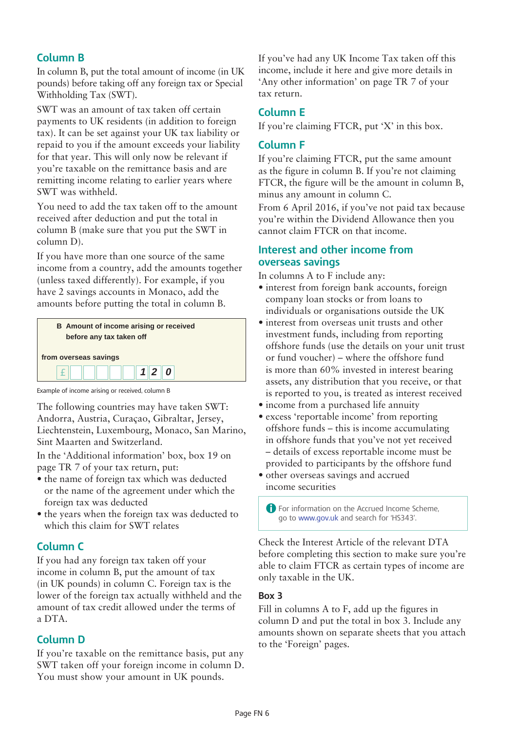## Column B

In column B, put the total amount of income (in UK pounds) before taking off any foreign tax or Special Withholding Tax (SWT).

SWT was an amount of tax taken off certain payments to UK residents (in addition to foreign tax). It can be set against your UK tax liability or repaid to you if the amount exceeds your liability for that year. This will only now be relevant if you're taxable on the remittance basis and are remitting income relating to earlier years where SWT was withheld.

You need to add the tax taken off to the amount received after deduction and put the total in column B (make sure that you put the SWT in column D).

If you have more than one source of the same income from a country, add the amounts together (unless taxed differently). For example, if you have 2 savings accounts in Monaco, add the amounts before putting the total in column B.

| **B Amount of income arising or received before any tax taken off** |
|---|
| **from overseas savings** |
| £ 1 2 0 |

Example of income arising or received, column B

The following countries may have taken SWT: Andorra, Austria, Curaçao, Gibraltar, Jersey, Liechtenstein, Luxembourg, Monaco, San Marino, Sint Maarten and Switzerland.

In the 'Additional information' box, box 19 on page TR 7 of your tax return, put:

- the name of foreign tax which was deducted or the name of the agreement under which the foreign tax was deducted
- the years when the foreign tax was deducted to which this claim for SWT relates

## Column C

If you had any foreign tax taken off your income in column B, put the amount of tax (in UK pounds) in column C. Foreign tax is the lower of the foreign tax actually withheld and the amount of tax credit allowed under the terms of a DTA.

## Column D

If you're taxable on the remittance basis, put any SWT taken off your foreign income in column D. You must show your amount in UK pounds.

If you've had any UK Income Tax taken off this income, include it here and give more details in 'Any other information' on page TR 7 of your tax return.

## Column E

If you're claiming FTCR, put 'X' in this box.

## Column F

If you're claiming FTCR, put the same amount as the figure in column B. If you're not claiming FTCR, the figure will be the amount in column B, minus any amount in column C.

From 6 April 2016, if you've not paid tax because you're within the Dividend Allowance then you cannot claim FTCR on that income.

## Interest and other income from overseas savings

In columns A to F include any:

- interest from foreign bank accounts, foreign company loan stocks or from loans to individuals or organisations outside the UK
- interest from overseas unit trusts and other investment funds, including from reporting offshore funds (use the details on your unit trust or fund voucher) – where the offshore fund is more than 60% invested in interest bearing assets, any distribution that you receive, or that is reported to you, is treated as interest received
- income from a purchased life annuity
- excess 'reportable income' from reporting offshore funds – this is income accumulating in offshore funds that you've not yet received – details of excess reportable income must be provided to participants by the offshore fund
- other overseas savings and accrued income securities

> For information on the Accrued Income Scheme, go to www.gov.uk and search for 'HS343'.

Check the Interest Article of the relevant DTA before completing this section to make sure you're able to claim FTCR as certain types of income are only taxable in the UK.

### Box 3

Fill in columns A to F, add up the figures in column D and put the total in box 3. Include any amounts shown on separate sheets that you attach to the 'Foreign' pages.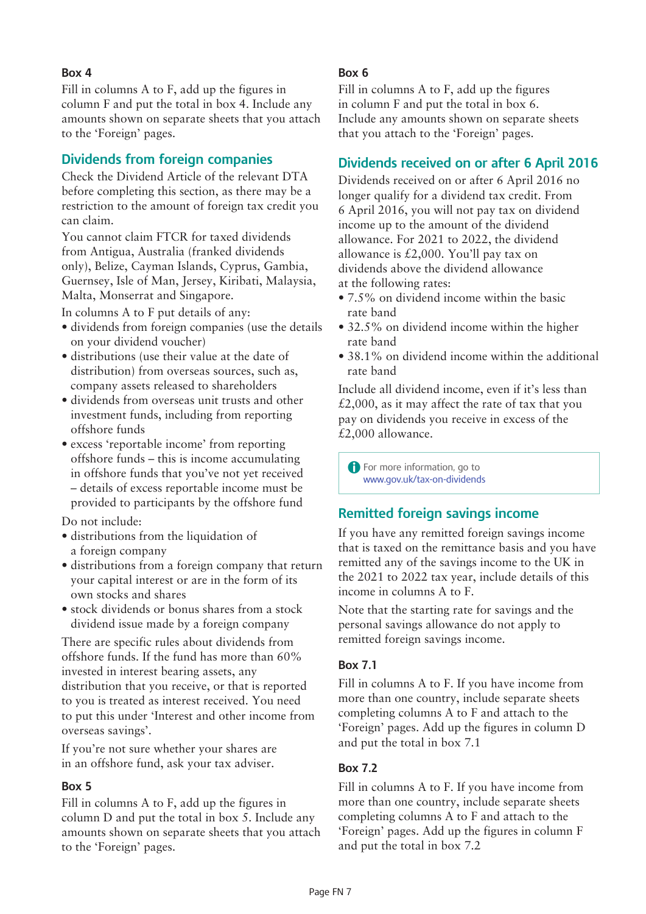### Box 4

Fill in columns A to F, add up the figures in column F and put the total in box 4. Include any amounts shown on separate sheets that you attach to the 'Foreign' pages.

## Dividends from foreign companies

Check the Dividend Article of the relevant DTA before completing this section, as there may be a restriction to the amount of foreign tax credit you can claim.

You cannot claim FTCR for taxed dividends from Antigua, Australia (franked dividends only), Belize, Cayman Islands, Cyprus, Gambia, Guernsey, Isle of Man, Jersey, Kiribati, Malaysia, Malta, Monserrat and Singapore.

In columns A to F put details of any:

- dividends from foreign companies (use the details on your dividend voucher)
- distributions (use their value at the date of distribution) from overseas sources, such as, company assets released to shareholders
- dividends from overseas unit trusts and other investment funds, including from reporting offshore funds
- excess 'reportable income' from reporting offshore funds – this is income accumulating in offshore funds that you've not yet received – details of excess reportable income must be provided to participants by the offshore fund

Do not include:

- distributions from the liquidation of a foreign company
- distributions from a foreign company that return your capital interest or are in the form of its own stocks and shares
- stock dividends or bonus shares from a stock dividend issue made by a foreign company

There are specific rules about dividends from offshore funds. If the fund has more than 60% invested in interest bearing assets, any distribution that you receive, or that is reported to you is treated as interest received. You need to put this under 'Interest and other income from overseas savings'.

If you're not sure whether your shares are in an offshore fund, ask your tax adviser.

### Box 5

Fill in columns A to F, add up the figures in column D and put the total in box 5. Include any amounts shown on separate sheets that you attach to the 'Foreign' pages.

### Box 6

Fill in columns A to F, add up the figures in column F and put the total in box 6. Include any amounts shown on separate sheets that you attach to the 'Foreign' pages.

## Dividends received on or after 6 April 2016

Dividends received on or after 6 April 2016 no longer qualify for a dividend tax credit. From 6 April 2016, you will not pay tax on dividend income up to the amount of the dividend allowance. For 2021 to 2022, the dividend allowance is £2,000. You'll pay tax on dividends above the dividend allowance at the following rates:

- 7.5% on dividend income within the basic rate band
- 32.5% on dividend income within the higher rate band
- 38.1% on dividend income within the additional rate band

Include all dividend income, even if it's less than £2,000, as it may affect the rate of tax that you pay on dividends you receive in excess of the £2,000 allowance.

> For more information, go to www.gov.uk/tax-on-dividends

## Remitted foreign savings income

If you have any remitted foreign savings income that is taxed on the remittance basis and you have remitted any of the savings income to the UK in the 2021 to 2022 tax year, include details of this income in columns A to F.

Note that the starting rate for savings and the personal savings allowance do not apply to remitted foreign savings income.

### Box 7.1

Fill in columns A to F. If you have income from more than one country, include separate sheets completing columns A to F and attach to the 'Foreign' pages. Add up the figures in column D and put the total in box 7.1

### Box 7.2

Fill in columns A to F. If you have income from more than one country, include separate sheets completing columns A to F and attach to the 'Foreign' pages. Add up the figures in column F and put the total in box 7.2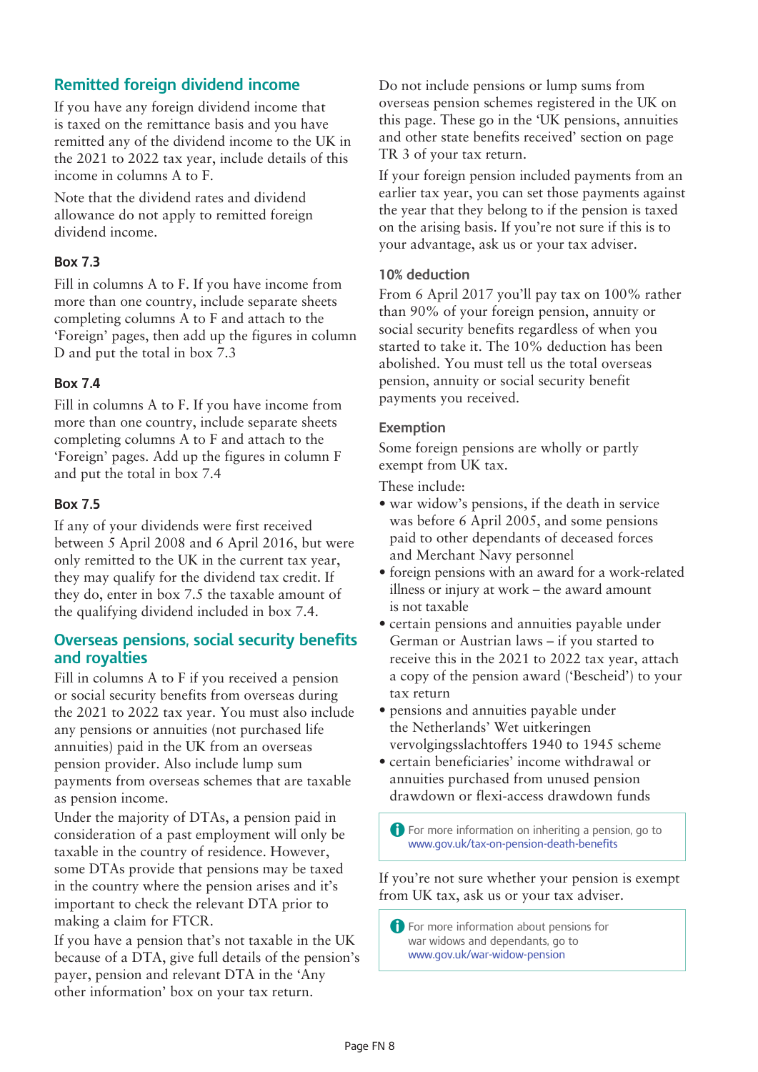## Remitted foreign dividend income

If you have any foreign dividend income that is taxed on the remittance basis and you have remitted any of the dividend income to the UK in the 2021 to 2022 tax year, include details of this income in columns A to F.

Note that the dividend rates and dividend allowance do not apply to remitted foreign dividend income.

### Box 7.3

Fill in columns A to F. If you have income from more than one country, include separate sheets completing columns A to F and attach to the 'Foreign' pages, then add up the figures in column D and put the total in box 7.3

### Box 7.4

Fill in columns A to F. If you have income from more than one country, include separate sheets completing columns A to F and attach to the 'Foreign' pages. Add up the figures in column F and put the total in box 7.4

### Box 7.5

If any of your dividends were first received between 5 April 2008 and 6 April 2016, but were only remitted to the UK in the current tax year, they may qualify for the dividend tax credit. If they do, enter in box 7.5 the taxable amount of the qualifying dividend included in box 7.4.

## Overseas pensions, social security benefits and royalties

Fill in columns A to F if you received a pension or social security benefits from overseas during the 2021 to 2022 tax year. You must also include any pensions or annuities (not purchased life annuities) paid in the UK from an overseas pension provider. Also include lump sum payments from overseas schemes that are taxable as pension income.

Under the majority of DTAs, a pension paid in consideration of a past employment will only be taxable in the country of residence. However, some DTAs provide that pensions may be taxed in the country where the pension arises and it's important to check the relevant DTA prior to making a claim for FTCR.

If you have a pension that's not taxable in the UK because of a DTA, give full details of the pension's payer, pension and relevant DTA in the 'Any other information' box on your tax return.

Do not include pensions or lump sums from overseas pension schemes registered in the UK on this page. These go in the 'UK pensions, annuities and other state benefits received' section on page TR 3 of your tax return.

If your foreign pension included payments from an earlier tax year, you can set those payments against the year that they belong to if the pension is taxed on the arising basis. If you're not sure if this is to your advantage, ask us or your tax adviser.

### 10% deduction

From 6 April 2017 you'll pay tax on 100% rather than 90% of your foreign pension, annuity or social security benefits regardless of when you started to take it. The 10% deduction has been abolished. You must tell us the total overseas pension, annuity or social security benefit payments you received.

### Exemption

Some foreign pensions are wholly or partly exempt from UK tax.

These include:

- war widow's pensions, if the death in service was before 6 April 2005, and some pensions paid to other dependants of deceased forces and Merchant Navy personnel
- foreign pensions with an award for a work-related illness or injury at work – the award amount is not taxable
- certain pensions and annuities payable under German or Austrian laws – if you started to receive this in the 2021 to 2022 tax year, attach a copy of the pension award ('Bescheid') to your tax return
- pensions and annuities payable under the Netherlands' Wet uitkeringen vervolgingsslachtoffers 1940 to 1945 scheme
- certain beneficiaries' income withdrawal or annuities purchased from unused pension drawdown or flexi-access drawdown funds

For more information on inheriting a pension, go to www.gov.uk/tax-on-pension-death-benefits

If you're not sure whether your pension is exempt from UK tax, ask us or your tax adviser.

For more information about pensions for war widows and dependants, go to www.gov.uk/war-widow-pension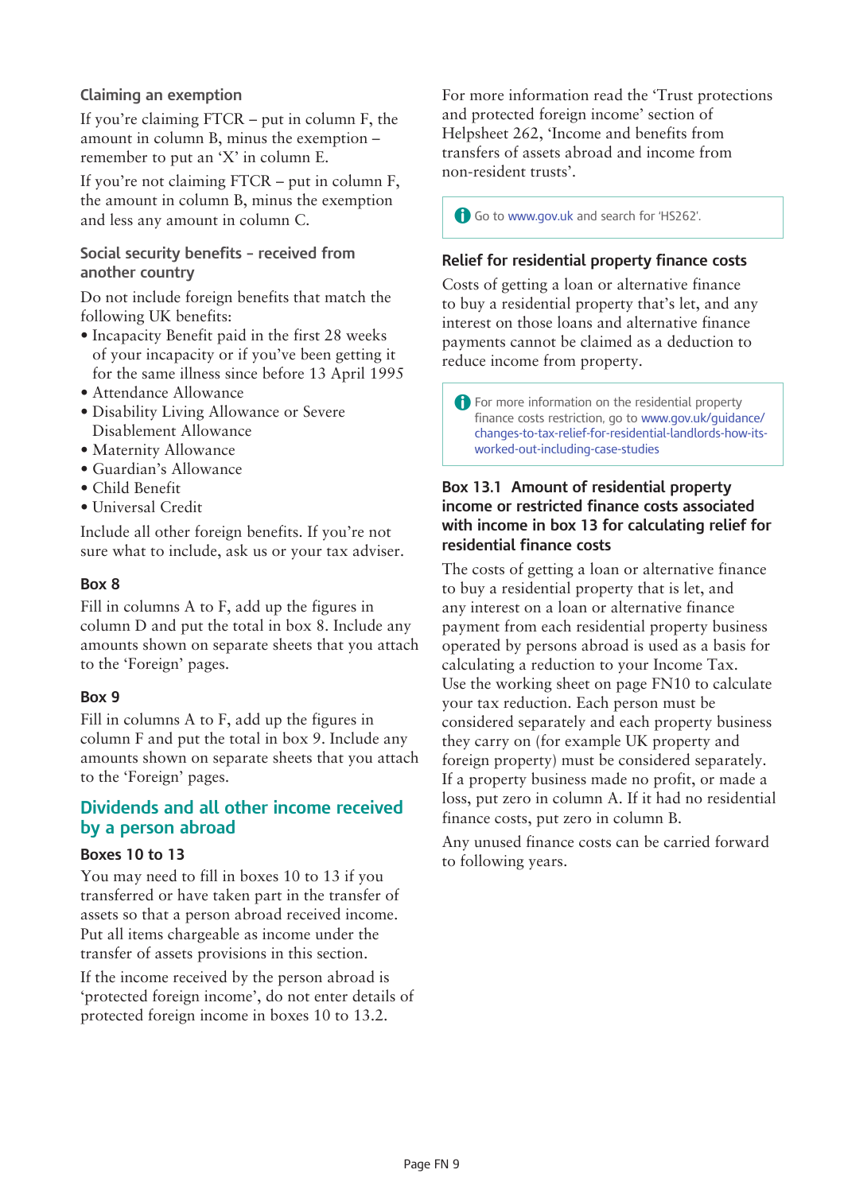### Claiming an exemption

If you're claiming FTCR – put in column F, the amount in column B, minus the exemption – remember to put an 'X' in column E.

If you're not claiming FTCR – put in column F, the amount in column B, minus the exemption and less any amount in column C.

### Social security benefits – received from another country

Do not include foreign benefits that match the following UK benefits:

- Incapacity Benefit paid in the first 28 weeks of your incapacity or if you've been getting it for the same illness since before 13 April 1995
- Attendance Allowance
- Disability Living Allowance or Severe Disablement Allowance
- Maternity Allowance
- Guardian's Allowance
- Child Benefit
- Universal Credit

Include all other foreign benefits. If you're not sure what to include, ask us or your tax adviser.

### Box 8

Fill in columns A to F, add up the figures in column D and put the total in box 8. Include any amounts shown on separate sheets that you attach to the 'Foreign' pages.

### Box 9

Fill in columns A to F, add up the figures in column F and put the total in box 9. Include any amounts shown on separate sheets that you attach to the 'Foreign' pages.

## Dividends and all other income received by a person abroad

### Boxes 10 to 13

You may need to fill in boxes 10 to 13 if you transferred or have taken part in the transfer of assets so that a person abroad received income. Put all items chargeable as income under the transfer of assets provisions in this section.

If the income received by the person abroad is 'protected foreign income', do not enter details of protected foreign income in boxes 10 to 13.2.

For more information read the 'Trust protections and protected foreign income' section of Helpsheet 262, 'Income and benefits from transfers of assets abroad and income from non-resident trusts'.

> Go to www.gov.uk and search for 'HS262'.

### Relief for residential property finance costs

Costs of getting a loan or alternative finance to buy a residential property that's let, and any interest on those loans and alternative finance payments cannot be claimed as a deduction to reduce income from property.

> For more information on the residential property finance costs restriction, go to www.gov.uk/guidance/changes-to-tax-relief-for-residential-landlords-how-its-worked-out-including-case-studies

### Box 13.1 Amount of residential property income or restricted finance costs associated with income in box 13 for calculating relief for residential finance costs

The costs of getting a loan or alternative finance to buy a residential property that is let, and any interest on a loan or alternative finance payment from each residential property business operated by persons abroad is used as a basis for calculating a reduction to your Income Tax. Use the working sheet on page FN10 to calculate your tax reduction. Each person must be considered separately and each property business they carry on (for example UK property and foreign property) must be considered separately. If a property business made no profit, or made a loss, put zero in column A. If it had no residential finance costs, put zero in column B.

Any unused finance costs can be carried forward to following years.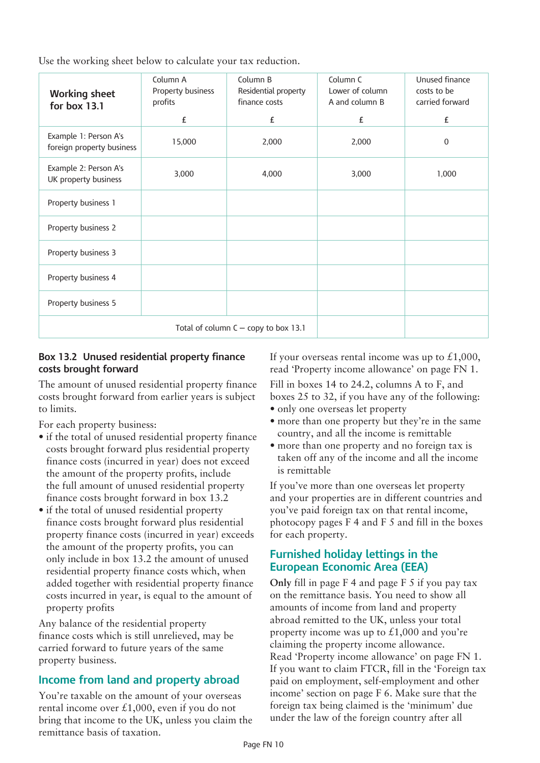Use the working sheet below to calculate your tax reduction.

| **Working sheet for box 13.1** | Column A Property business profits £ | Column B Residential property finance costs £ | Column C Lower of column A and column B £ | Unused finance costs to be carried forward £ |
|---|---|---|---|---|
| Example 1: Person A's foreign property business | 15,000 | 2,000 | 2,000 | 0 |
| Example 2: Person A's UK property business | 3,000 | 4,000 | 3,000 | 1,000 |
| Property business 1 | | | | |
| Property business 2 | | | | |
| Property business 3 | | | | |
| Property business 4 | | | | |
| Property business 5 | | | | |
| Total of column C – copy to box 13.1 | | | | |

### Box 13.2 Unused residential property finance costs brought forward

The amount of unused residential property finance costs brought forward from earlier years is subject to limits.

For each property business:

- if the total of unused residential property finance costs brought forward plus residential property finance costs (incurred in year) does not exceed the amount of the property profits, include the full amount of unused residential property finance costs brought forward in box 13.2
- if the total of unused residential property finance costs brought forward plus residential property finance costs (incurred in year) exceeds the amount of the property profits, you can only include in box 13.2 the amount of unused residential property finance costs which, when added together with residential property finance costs incurred in year, is equal to the amount of property profits

Any balance of the residential property finance costs which is still unrelieved, may be carried forward to future years of the same property business.

## Income from land and property abroad

You're taxable on the amount of your overseas rental income over £1,000, even if you do not bring that income to the UK, unless you claim the remittance basis of taxation.

If your overseas rental income was up to £1,000, read 'Property income allowance' on page FN 1.

Fill in boxes 14 to 24.2, columns A to F, and boxes 25 to 32, if you have any of the following:

- only one overseas let property
- more than one property but they're in the same country, and all the income is remittable
- more than one property and no foreign tax is taken off any of the income and all the income is remittable

If you've more than one overseas let property and your properties are in different countries and you've paid foreign tax on that rental income, photocopy pages F 4 and F 5 and fill in the boxes for each property.

## Furnished holiday lettings in the European Economic Area (EEA)

**Only** fill in page F 4 and page F 5 if you pay tax on the remittance basis. You need to show all amounts of income from land and property abroad remitted to the UK, unless your total property income was up to £1,000 and you're claiming the property income allowance. Read 'Property income allowance' on page FN 1. If you want to claim FTCR, fill in the 'Foreign tax paid on employment, self-employment and other income' section on page F 6. Make sure that the foreign tax being claimed is the 'minimum' due under the law of the foreign country after all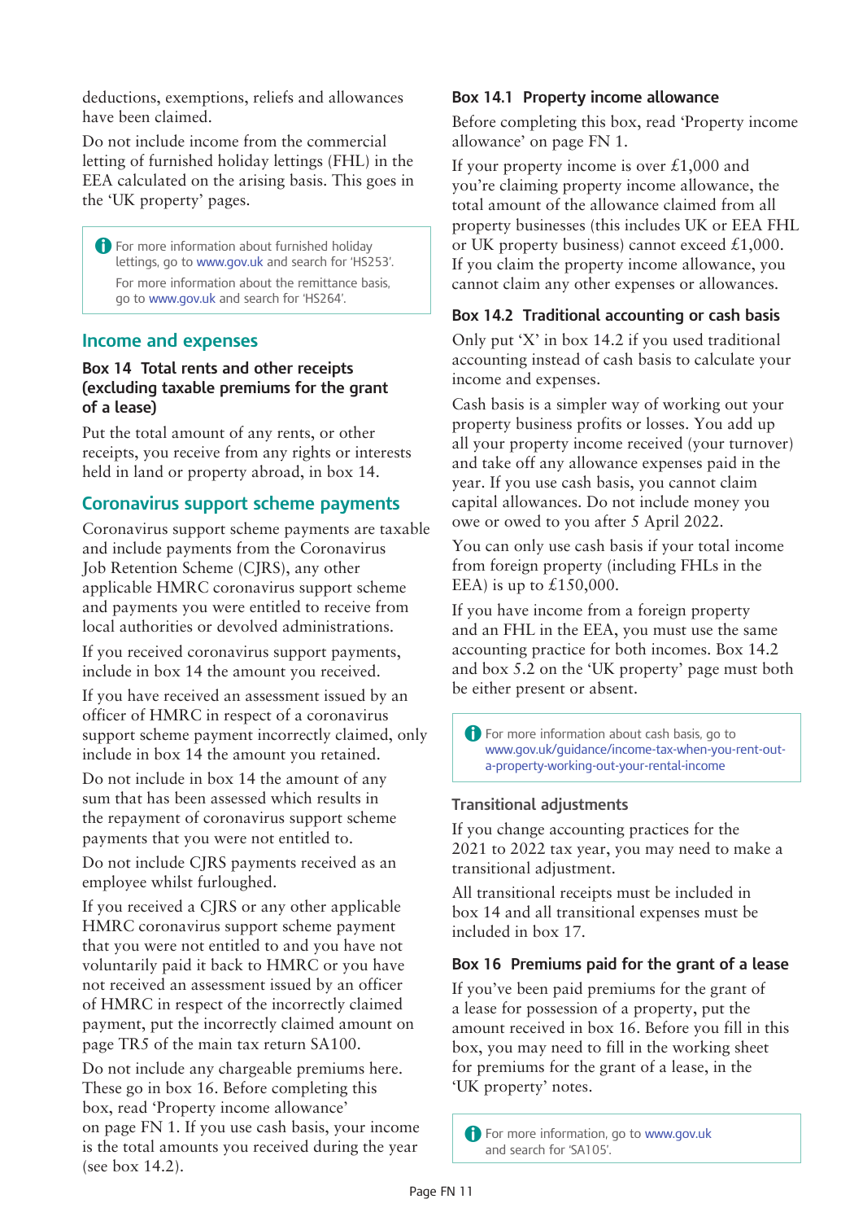deductions, exemptions, reliefs and allowances have been claimed.

Do not include income from the commercial letting of furnished holiday lettings (FHL) in the EEA calculated on the arising basis. This goes in the 'UK property' pages.

> For more information about furnished holiday lettings, go to www.gov.uk and search for 'HS253'.
>
> For more information about the remittance basis, go to www.gov.uk and search for 'HS264'.

## Income and expenses

### Box 14 Total rents and other receipts (excluding taxable premiums for the grant of a lease)

Put the total amount of any rents, or other receipts, you receive from any rights or interests held in land or property abroad, in box 14.

## Coronavirus support scheme payments

Coronavirus support scheme payments are taxable and include payments from the Coronavirus Job Retention Scheme (CJRS), any other applicable HMRC coronavirus support scheme and payments you were entitled to receive from local authorities or devolved administrations.

If you received coronavirus support payments, include in box 14 the amount you received.

If you have received an assessment issued by an officer of HMRC in respect of a coronavirus support scheme payment incorrectly claimed, only include in box 14 the amount you retained.

Do not include in box 14 the amount of any sum that has been assessed which results in the repayment of coronavirus support scheme payments that you were not entitled to.

Do not include CJRS payments received as an employee whilst furloughed.

If you received a CJRS or any other applicable HMRC coronavirus support scheme payment that you were not entitled to and you have not voluntarily paid it back to HMRC or you have not received an assessment issued by an officer of HMRC in respect of the incorrectly claimed payment, put the incorrectly claimed amount on page TR5 of the main tax return SA100.

Do not include any chargeable premiums here. These go in box 16. Before completing this box, read 'Property income allowance' on page FN 1. If you use cash basis, your income is the total amounts you received during the year (see box 14.2).

### Box 14.1 Property income allowance

Before completing this box, read 'Property income allowance' on page FN 1.

If your property income is over £1,000 and you're claiming property income allowance, the total amount of the allowance claimed from all property businesses (this includes UK or EEA FHL or UK property business) cannot exceed £1,000. If you claim the property income allowance, you cannot claim any other expenses or allowances.

### Box 14.2 Traditional accounting or cash basis

Only put 'X' in box 14.2 if you used traditional accounting instead of cash basis to calculate your income and expenses.

Cash basis is a simpler way of working out your property business profits or losses. You add up all your property income received (your turnover) and take off any allowance expenses paid in the year. If you use cash basis, you cannot claim capital allowances. Do not include money you owe or owed to you after 5 April 2022.

You can only use cash basis if your total income from foreign property (including FHLs in the EEA) is up to £150,000.

If you have income from a foreign property and an FHL in the EEA, you must use the same accounting practice for both incomes. Box 14.2 and box 5.2 on the 'UK property' page must both be either present or absent.

> For more information about cash basis, go to www.gov.uk/guidance/income-tax-when-you-rent-out-a-property-working-out-your-rental-income

### Transitional adjustments

If you change accounting practices for the 2021 to 2022 tax year, you may need to make a transitional adjustment.

All transitional receipts must be included in box 14 and all transitional expenses must be included in box 17.

### Box 16 Premiums paid for the grant of a lease

If you've been paid premiums for the grant of a lease for possession of a property, put the amount received in box 16. Before you fill in this box, you may need to fill in the working sheet for premiums for the grant of a lease, in the 'UK property' notes.

> For more information, go to www.gov.uk and search for 'SA105'.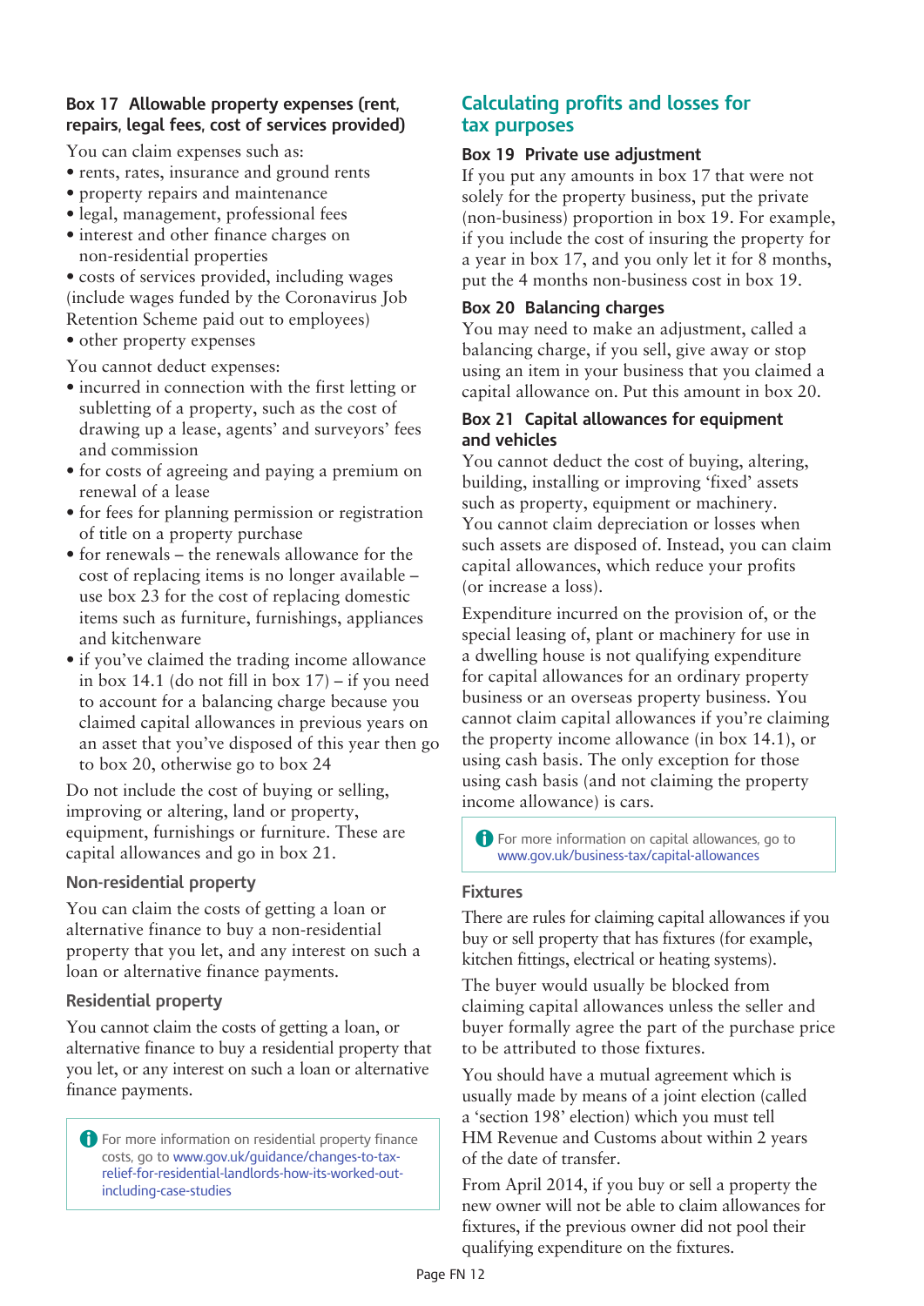### Box 17 Allowable property expenses (rent, repairs, legal fees, cost of services provided)

You can claim expenses such as:

- rents, rates, insurance and ground rents
- property repairs and maintenance
- legal, management, professional fees
- interest and other finance charges on non-residential properties
- costs of services provided, including wages (include wages funded by the Coronavirus Job Retention Scheme paid out to employees)
- other property expenses

You cannot deduct expenses:

- incurred in connection with the first letting or subletting of a property, such as the cost of drawing up a lease, agents' and surveyors' fees and commission
- for costs of agreeing and paying a premium on renewal of a lease
- for fees for planning permission or registration of title on a property purchase
- for renewals – the renewals allowance for the cost of replacing items is no longer available – use box 23 for the cost of replacing domestic items such as furniture, furnishings, appliances and kitchenware
- if you've claimed the trading income allowance in box 14.1 (do not fill in box 17) – if you need to account for a balancing charge because you claimed capital allowances in previous years on an asset that you've disposed of this year then go to box 20, otherwise go to box 24

Do not include the cost of buying or selling, improving or altering, land or property, equipment, furnishings or furniture. These are capital allowances and go in box 21.

#### Non-residential property

You can claim the costs of getting a loan or alternative finance to buy a non-residential property that you let, and any interest on such a loan or alternative finance payments.

#### Residential property

You cannot claim the costs of getting a loan, or alternative finance to buy a residential property that you let, or any interest on such a loan or alternative finance payments.

> For more information on residential property finance costs, go to www.gov.uk/guidance/changes-to-tax-relief-for-residential-landlords-how-its-worked-out-including-case-studies

## Calculating profits and losses for tax purposes

### Box 19 Private use adjustment

If you put any amounts in box 17 that were not solely for the property business, put the private (non-business) proportion in box 19. For example, if you include the cost of insuring the property for a year in box 17, and you only let it for 8 months, put the 4 months non-business cost in box 19.

### Box 20 Balancing charges

You may need to make an adjustment, called a balancing charge, if you sell, give away or stop using an item in your business that you claimed a capital allowance on. Put this amount in box 20.

### Box 21 Capital allowances for equipment and vehicles

You cannot deduct the cost of buying, altering, building, installing or improving 'fixed' assets such as property, equipment or machinery. You cannot claim depreciation or losses when such assets are disposed of. Instead, you can claim capital allowances, which reduce your profits (or increase a loss).

Expenditure incurred on the provision of, or the special leasing of, plant or machinery for use in a dwelling house is not qualifying expenditure for capital allowances for an ordinary property business or an overseas property business. You cannot claim capital allowances if you're claiming the property income allowance (in box 14.1), or using cash basis. The only exception for those using cash basis (and not claiming the property income allowance) is cars.

> For more information on capital allowances, go to www.gov.uk/business-tax/capital-allowances

#### Fixtures

There are rules for claiming capital allowances if you buy or sell property that has fixtures (for example, kitchen fittings, electrical or heating systems).

The buyer would usually be blocked from claiming capital allowances unless the seller and buyer formally agree the part of the purchase price to be attributed to those fixtures.

You should have a mutual agreement which is usually made by means of a joint election (called a 'section 198' election) which you must tell HM Revenue and Customs about within 2 years of the date of transfer.

From April 2014, if you buy or sell a property the new owner will not be able to claim allowances for fixtures, if the previous owner did not pool their qualifying expenditure on the fixtures.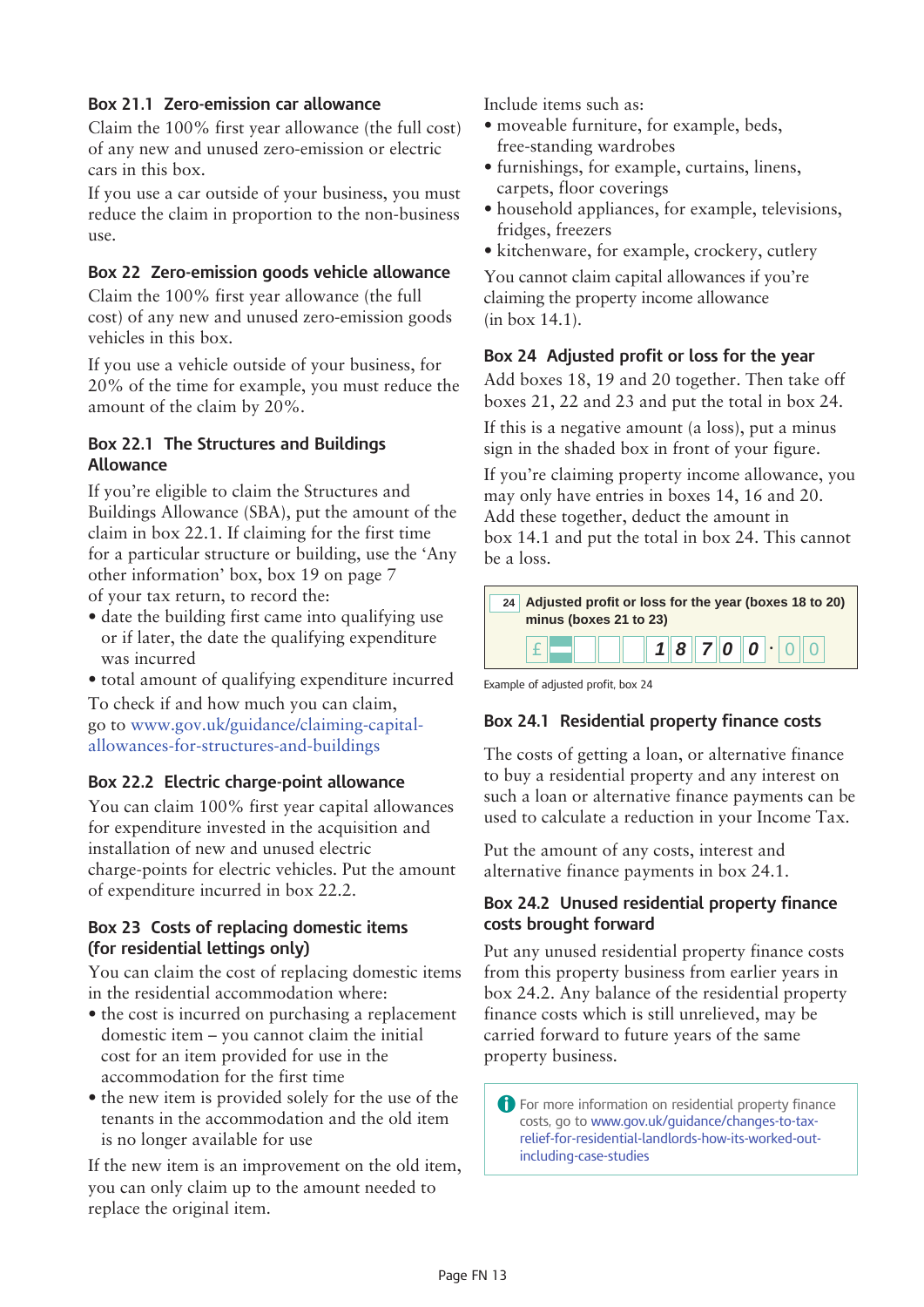### Box 21.1 Zero-emission car allowance

Claim the 100% first year allowance (the full cost) of any new and unused zero-emission or electric cars in this box.

If you use a car outside of your business, you must reduce the claim in proportion to the non-business use.

### Box 22 Zero-emission goods vehicle allowance

Claim the 100% first year allowance (the full cost) of any new and unused zero-emission goods vehicles in this box.

If you use a vehicle outside of your business, for 20% of the time for example, you must reduce the amount of the claim by 20%.

### Box 22.1 The Structures and Buildings Allowance

If you're eligible to claim the Structures and Buildings Allowance (SBA), put the amount of the claim in box 22.1. If claiming for the first time for a particular structure or building, use the 'Any other information' box, box 19 on page 7 of your tax return, to record the:

- date the building first came into qualifying use or if later, the date the qualifying expenditure was incurred
- total amount of qualifying expenditure incurred

To check if and how much you can claim, go to www.gov.uk/guidance/claiming-capital-allowances-for-structures-and-buildings

### Box 22.2 Electric charge-point allowance

You can claim 100% first year capital allowances for expenditure invested in the acquisition and installation of new and unused electric charge-points for electric vehicles. Put the amount of expenditure incurred in box 22.2.

### Box 23 Costs of replacing domestic items (for residential lettings only)

You can claim the cost of replacing domestic items in the residential accommodation where:

- the cost is incurred on purchasing a replacement domestic item – you cannot claim the initial cost for an item provided for use in the accommodation for the first time
- the new item is provided solely for the use of the tenants in the accommodation and the old item is no longer available for use

If the new item is an improvement on the old item, you can only claim up to the amount needed to replace the original item.

Include items such as:

- moveable furniture, for example, beds, free-standing wardrobes
- furnishings, for example, curtains, linens, carpets, floor coverings
- household appliances, for example, televisions, fridges, freezers
- kitchenware, for example, crockery, cutlery

You cannot claim capital allowances if you're claiming the property income allowance (in box 14.1).

### Box 24 Adjusted profit or loss for the year

Add boxes 18, 19 and 20 together. Then take off boxes 21, 22 and 23 and put the total in box 24.

If this is a negative amount (a loss), put a minus sign in the shaded box in front of your figure.

If you're claiming property income allowance, you may only have entries in boxes 14, 16 and 20. Add these together, deduct the amount in box 14.1 and put the total in box 24. This cannot be a loss.

**24 Adjusted profit or loss for the year (boxes 18 to 20) minus (boxes 21 to 23)**

£ – 18700.00

Example of adjusted profit, box 24

### Box 24.1 Residential property finance costs

The costs of getting a loan, or alternative finance to buy a residential property and any interest on such a loan or alternative finance payments can be used to calculate a reduction in your Income Tax.

Put the amount of any costs, interest and alternative finance payments in box 24.1.

### Box 24.2 Unused residential property finance costs brought forward

Put any unused residential property finance costs from this property business from earlier years in box 24.2. Any balance of the residential property finance costs which is still unrelieved, may be carried forward to future years of the same property business.

For more information on residential property finance costs, go to www.gov.uk/guidance/changes-to-tax-relief-for-residential-landlords-how-its-worked-out-including-case-studies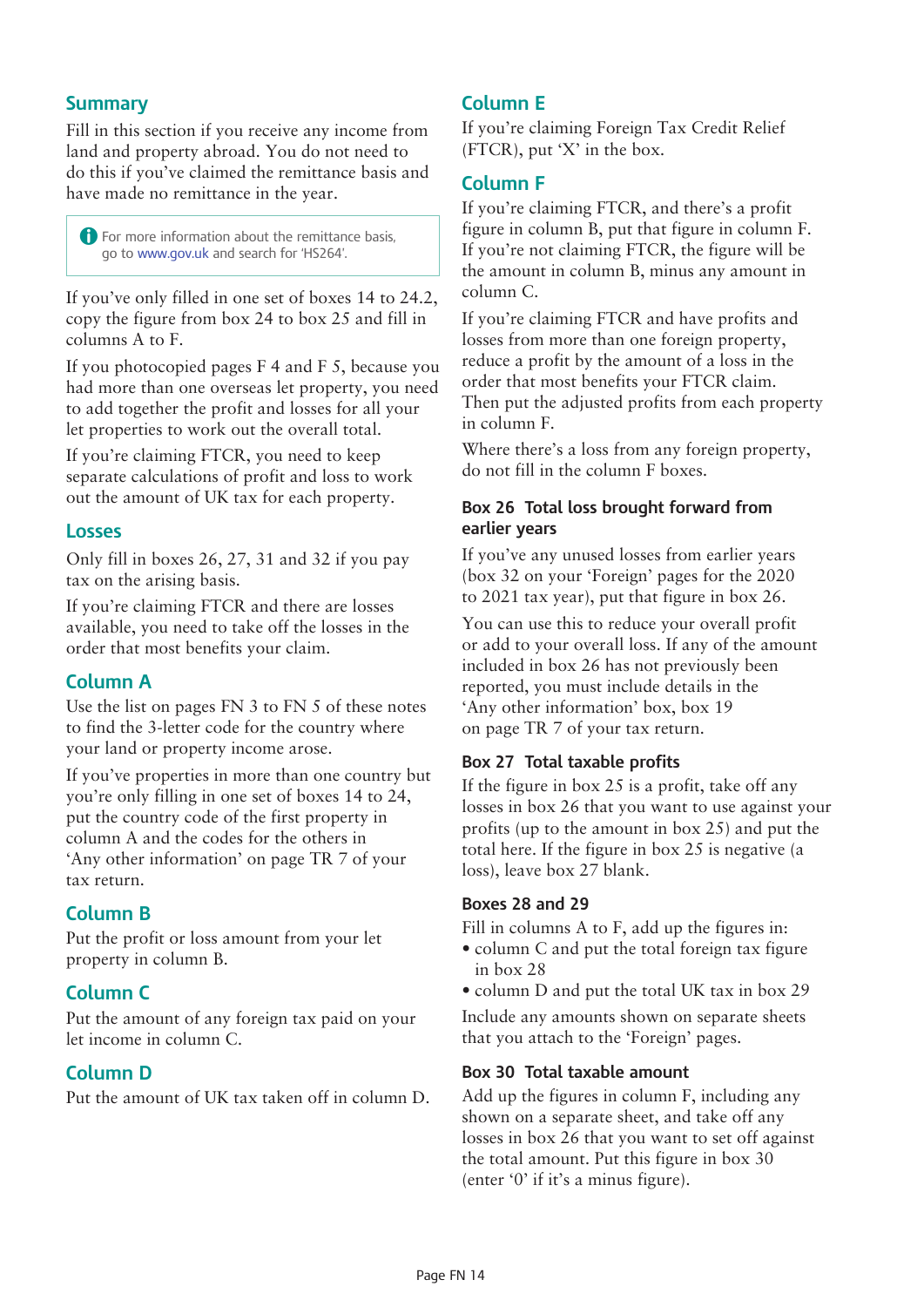## Summary

Fill in this section if you receive any income from land and property abroad. You do not need to do this if you've claimed the remittance basis and have made no remittance in the year.

> For more information about the remittance basis, go to www.gov.uk and search for 'HS264'.

If you've only filled in one set of boxes 14 to 24.2, copy the figure from box 24 to box 25 and fill in columns A to F.

If you photocopied pages F 4 and F 5, because you had more than one overseas let property, you need to add together the profit and losses for all your let properties to work out the overall total.

If you're claiming FTCR, you need to keep separate calculations of profit and loss to work out the amount of UK tax for each property.

## Losses

Only fill in boxes 26, 27, 31 and 32 if you pay tax on the arising basis.

If you're claiming FTCR and there are losses available, you need to take off the losses in the order that most benefits your claim.

## Column A

Use the list on pages FN 3 to FN 5 of these notes to find the 3-letter code for the country where your land or property income arose.

If you've properties in more than one country but you're only filling in one set of boxes 14 to 24, put the country code of the first property in column A and the codes for the others in 'Any other information' on page TR 7 of your tax return.

## Column B

Put the profit or loss amount from your let property in column B.

## Column C

Put the amount of any foreign tax paid on your let income in column C.

## Column D

Put the amount of UK tax taken off in column D.

## Column E

If you're claiming Foreign Tax Credit Relief (FTCR), put 'X' in the box.

## Column F

If you're claiming FTCR, and there's a profit figure in column B, put that figure in column F. If you're not claiming FTCR, the figure will be the amount in column B, minus any amount in column C.

If you're claiming FTCR and have profits and losses from more than one foreign property, reduce a profit by the amount of a loss in the order that most benefits your FTCR claim. Then put the adjusted profits from each property in column F.

Where there's a loss from any foreign property, do not fill in the column F boxes.

### Box 26 Total loss brought forward from earlier years

If you've any unused losses from earlier years (box 32 on your 'Foreign' pages for the 2020 to 2021 tax year), put that figure in box 26.

You can use this to reduce your overall profit or add to your overall loss. If any of the amount included in box 26 has not previously been reported, you must include details in the 'Any other information' box, box 19 on page TR 7 of your tax return.

### Box 27 Total taxable profits

If the figure in box 25 is a profit, take off any losses in box 26 that you want to use against your profits (up to the amount in box 25) and put the total here. If the figure in box 25 is negative (a loss), leave box 27 blank.

### Boxes 28 and 29

Fill in columns A to F, add up the figures in:

- column C and put the total foreign tax figure in box 28
- column D and put the total UK tax in box 29

Include any amounts shown on separate sheets that you attach to the 'Foreign' pages.

### Box 30 Total taxable amount

Add up the figures in column F, including any shown on a separate sheet, and take off any losses in box 26 that you want to set off against the total amount. Put this figure in box 30 (enter '0' if it's a minus figure).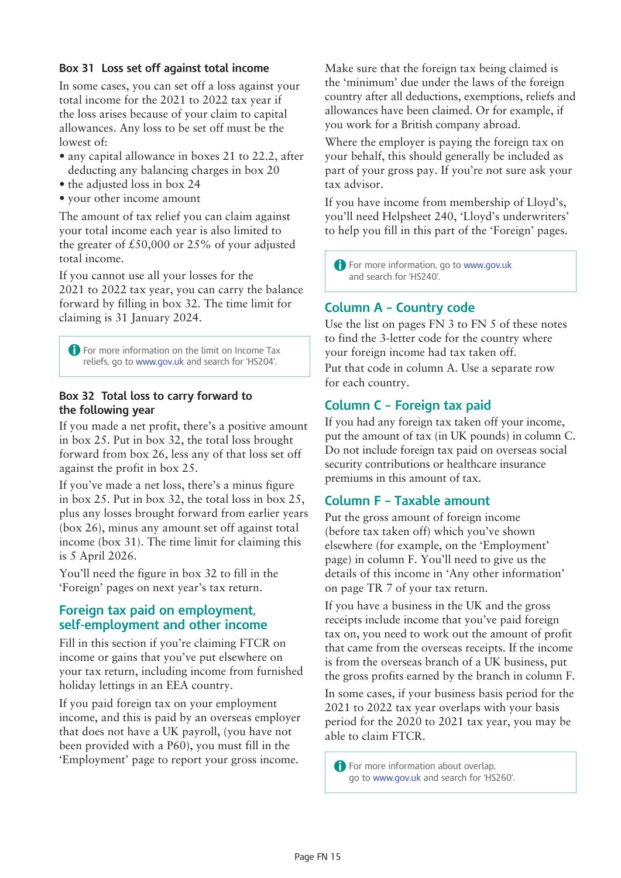### Box 31 Loss set off against total income

In some cases, you can set off a loss against your total income for the 2021 to 2022 tax year if the loss arises because of your claim to capital allowances. Any loss to be set off must be the lowest of:

- any capital allowance in boxes 21 to 22.2, after deducting any balancing charges in box 20
- the adjusted loss in box 24
- your other income amount

The amount of tax relief you can claim against your total income each year is also limited to the greater of £50,000 or 25% of your adjusted total income.

If you cannot use all your losses for the 2021 to 2022 tax year, you can carry the balance forward by filling in box 32. The time limit for claiming is 31 January 2024.

> For more information on the limit on Income Tax reliefs, go to www.gov.uk and search for 'HS204'.

### Box 32 Total loss to carry forward to the following year

If you made a net profit, there's a positive amount in box 25. Put in box 32, the total loss brought forward from box 26, less any of that loss set off against the profit in box 25.

If you've made a net loss, there's a minus figure in box 25. Put in box 32, the total loss in box 25, plus any losses brought forward from earlier years (box 26), minus any amount set off against total income (box 31). The time limit for claiming this is 5 April 2026.

You'll need the figure in box 32 to fill in the 'Foreign' pages on next year's tax return.

## Foreign tax paid on employment, self-employment and other income

Fill in this section if you're claiming FTCR on income or gains that you've put elsewhere on your tax return, including income from furnished holiday lettings in an EEA country.

If you paid foreign tax on your employment income, and this is paid by an overseas employer that does not have a UK payroll, (you have not been provided with a P60), you must fill in the 'Employment' page to report your gross income.

Make sure that the foreign tax being claimed is the 'minimum' due under the laws of the foreign country after all deductions, exemptions, reliefs and allowances have been claimed. Or for example, if you work for a British company abroad.

Where the employer is paying the foreign tax on your behalf, this should generally be included as part of your gross pay. If you're not sure ask your tax advisor.

If you have income from membership of Lloyd's, you'll need Helpsheet 240, 'Lloyd's underwriters' to help you fill in this part of the 'Foreign' pages.

> For more information, go to www.gov.uk and search for 'HS240'.

## Column A – Country code

Use the list on pages FN 3 to FN 5 of these notes to find the 3-letter code for the country where your foreign income had tax taken off.

Put that code in column A. Use a separate row for each country.

## Column C – Foreign tax paid

If you had any foreign tax taken off your income, put the amount of tax (in UK pounds) in column C. Do not include foreign tax paid on overseas social security contributions or healthcare insurance premiums in this amount of tax.

## Column F – Taxable amount

Put the gross amount of foreign income (before tax taken off) which you've shown elsewhere (for example, on the 'Employment' page) in column F. You'll need to give us the details of this income in 'Any other information' on page TR 7 of your tax return.

If you have a business in the UK and the gross receipts include income that you've paid foreign tax on, you need to work out the amount of profit that came from the overseas receipts. If the income is from the overseas branch of a UK business, put the gross profits earned by the branch in column F.

In some cases, if your business basis period for the 2021 to 2022 tax year overlaps with your basis period for the 2020 to 2021 tax year, you may be able to claim FTCR.

> For more information about overlap, go to www.gov.uk and search for 'HS260'.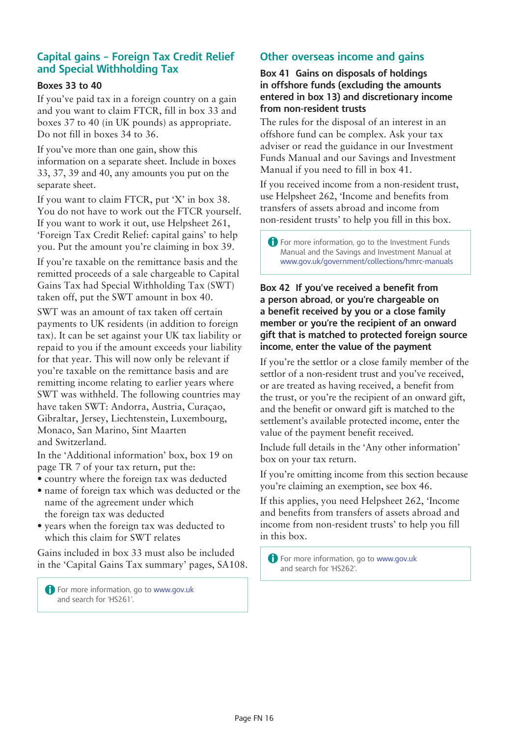## Capital gains – Foreign Tax Credit Relief and Special Withholding Tax

### Boxes 33 to 40

If you've paid tax in a foreign country on a gain and you want to claim FTCR, fill in box 33 and boxes 37 to 40 (in UK pounds) as appropriate. Do not fill in boxes 34 to 36.

If you've more than one gain, show this information on a separate sheet. Include in boxes 33, 37, 39 and 40, any amounts you put on the separate sheet.

If you want to claim FTCR, put 'X' in box 38. You do not have to work out the FTCR yourself. If you want to work it out, use Helpsheet 261, 'Foreign Tax Credit Relief: capital gains' to help you. Put the amount you're claiming in box 39.

If you're taxable on the remittance basis and the remitted proceeds of a sale chargeable to Capital Gains Tax had Special Withholding Tax (SWT) taken off, put the SWT amount in box 40.

SWT was an amount of tax taken off certain payments to UK residents (in addition to foreign tax). It can be set against your UK tax liability or repaid to you if the amount exceeds your liability for that year. This will now only be relevant if you're taxable on the remittance basis and are remitting income relating to earlier years where SWT was withheld. The following countries may have taken SWT: Andorra, Austria, Curaçao, Gibraltar, Jersey, Liechtenstein, Luxembourg, Monaco, San Marino, Sint Maarten and Switzerland.

In the 'Additional information' box, box 19 on page TR 7 of your tax return, put the:

- country where the foreign tax was deducted
- name of foreign tax which was deducted or the name of the agreement under which the foreign tax was deducted
- years when the foreign tax was deducted to which this claim for SWT relates

Gains included in box 33 must also be included in the 'Capital Gains Tax summary' pages, SA108.

> For more information, go to www.gov.uk and search for 'HS261'.

## Other overseas income and gains

### Box 41 Gains on disposals of holdings in offshore funds (excluding the amounts entered in box 13) and discretionary income from non-resident trusts

The rules for the disposal of an interest in an offshore fund can be complex. Ask your tax adviser or read the guidance in our Investment Funds Manual and our Savings and Investment Manual if you need to fill in box 41.

If you received income from a non-resident trust, use Helpsheet 262, 'Income and benefits from transfers of assets abroad and income from non-resident trusts' to help you fill in this box.

> For more information, go to the Investment Funds Manual and the Savings and Investment Manual at www.gov.uk/government/collections/hmrc-manuals

### Box 42 If you've received a benefit from a person abroad, or you're chargeable on a benefit received by you or a close family member or you're the recipient of an onward gift that is matched to protected foreign source income, enter the value of the payment

If you're the settlor or a close family member of the settlor of a non-resident trust and you've received, or are treated as having received, a benefit from the trust, or you're the recipient of an onward gift, and the benefit or onward gift is matched to the settlement's available protected income, enter the value of the payment benefit received.

Include full details in the 'Any other information' box on your tax return.

If you're omitting income from this section because you're claiming an exemption, see box 46.

If this applies, you need Helpsheet 262, 'Income and benefits from transfers of assets abroad and income from non-resident trusts' to help you fill in this box.

> For more information, go to www.gov.uk and search for 'HS262'.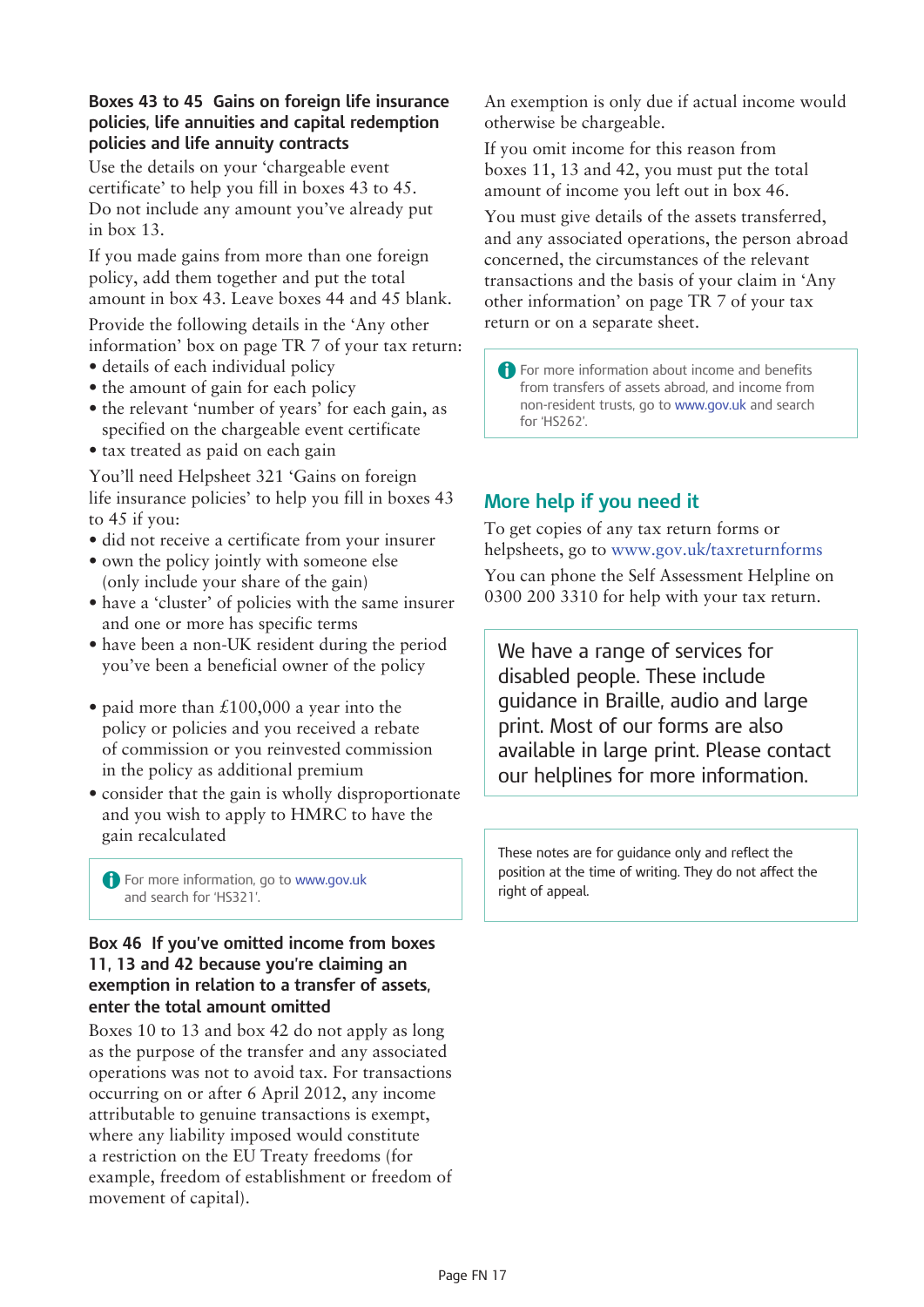### Boxes 43 to 45 Gains on foreign life insurance policies, life annuities and capital redemption policies and life annuity contracts

Use the details on your 'chargeable event certificate' to help you fill in boxes 43 to 45. Do not include any amount you've already put in box 13.

If you made gains from more than one foreign policy, add them together and put the total amount in box 43. Leave boxes 44 and 45 blank.

Provide the following details in the 'Any other information' box on page TR 7 of your tax return:

- details of each individual policy
- the amount of gain for each policy
- the relevant 'number of years' for each gain, as specified on the chargeable event certificate
- tax treated as paid on each gain

You'll need Helpsheet 321 'Gains on foreign life insurance policies' to help you fill in boxes 43 to 45 if you:

- did not receive a certificate from your insurer
- own the policy jointly with someone else (only include your share of the gain)
- have a 'cluster' of policies with the same insurer and one or more has specific terms
- have been a non-UK resident during the period you've been a beneficial owner of the policy
- paid more than £100,000 a year into the policy or policies and you received a rebate of commission or you reinvested commission in the policy as additional premium
- consider that the gain is wholly disproportionate and you wish to apply to HMRC to have the gain recalculated

For more information, go to www.gov.uk and search for 'HS321'.

### Box 46 If you've omitted income from boxes 11, 13 and 42 because you're claiming an exemption in relation to a transfer of assets, enter the total amount omitted

Boxes 10 to 13 and box 42 do not apply as long as the purpose of the transfer and any associated operations was not to avoid tax. For transactions occurring on or after 6 April 2012, any income attributable to genuine transactions is exempt, where any liability imposed would constitute a restriction on the EU Treaty freedoms (for example, freedom of establishment or freedom of movement of capital).

An exemption is only due if actual income would otherwise be chargeable.

If you omit income for this reason from boxes 11, 13 and 42, you must put the total amount of income you left out in box 46.

You must give details of the assets transferred, and any associated operations, the person abroad concerned, the circumstances of the relevant transactions and the basis of your claim in 'Any other information' on page TR 7 of your tax return or on a separate sheet.

For more information about income and benefits from transfers of assets abroad, and income from non-resident trusts, go to www.gov.uk and search for 'HS262'.

## More help if you need it

To get copies of any tax return forms or helpsheets, go to www.gov.uk/taxreturnforms

You can phone the Self Assessment Helpline on 0300 200 3310 for help with your tax return.

We have a range of services for disabled people. These include guidance in Braille, audio and large print. Most of our forms are also available in large print. Please contact our helplines for more information.

These notes are for guidance only and reflect the position at the time of writing. They do not affect the right of appeal.